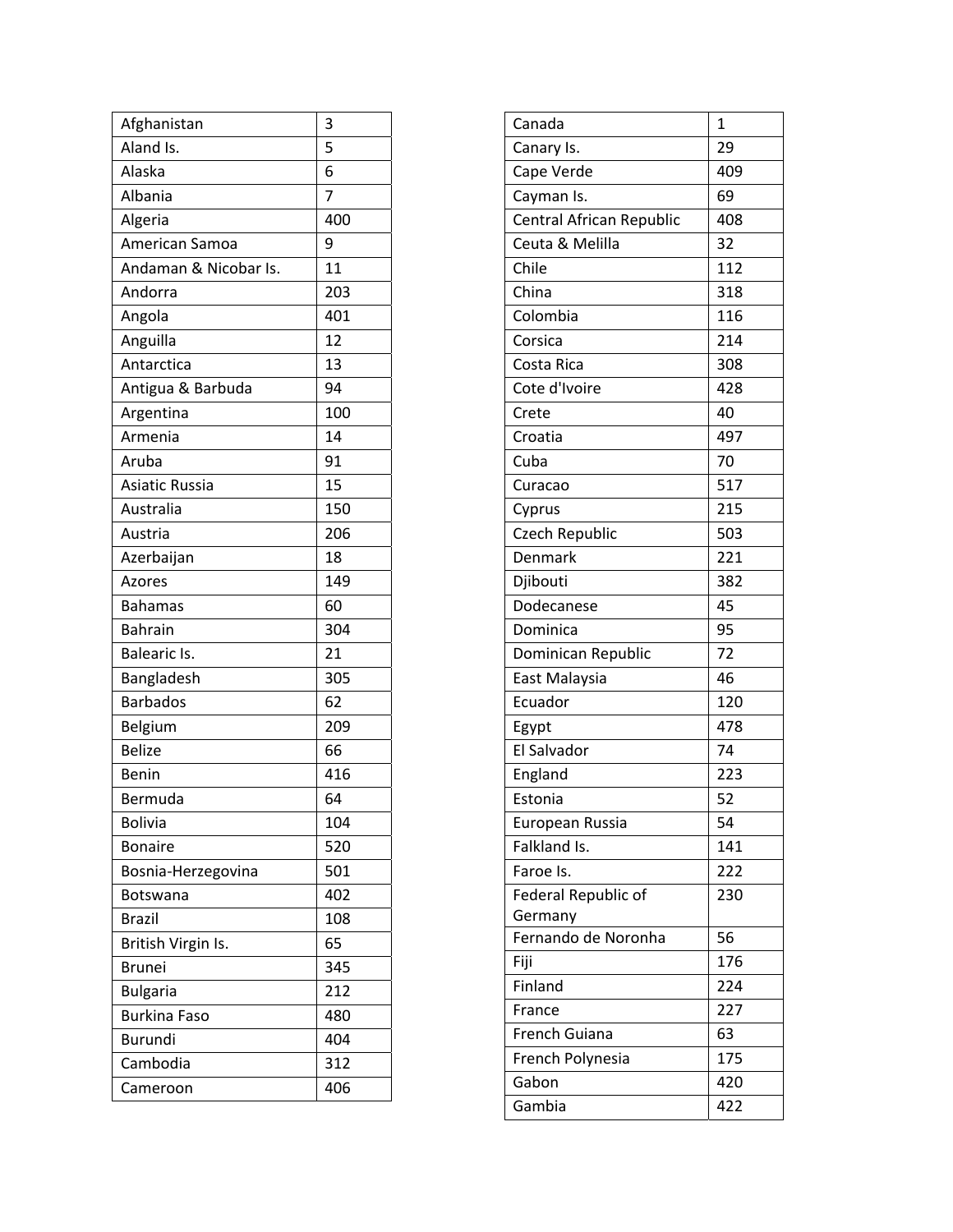| | |
|---|---|
| Afghanistan | 3 |
| Aland Is. | 5 |
| Alaska | 6 |
| Albania | 7 |
| Algeria | 400 |
| American Samoa | 9 |
| Andaman & Nicobar Is. | 11 |
| Andorra | 203 |
| Angola | 401 |
| Anguilla | 12 |
| Antarctica | 13 |
| Antigua & Barbuda | 94 |
| Argentina | 100 |
| Armenia | 14 |
| Aruba | 91 |
| Asiatic Russia | 15 |
| Australia | 150 |
| Austria | 206 |
| Azerbaijan | 18 |
| Azores | 149 |
| Bahamas | 60 |
| Bahrain | 304 |
| Balearic Is. | 21 |
| Bangladesh | 305 |
| Barbados | 62 |
| Belgium | 209 |
| Belize | 66 |
| Benin | 416 |
| Bermuda | 64 |
| Bolivia | 104 |
| Bonaire | 520 |
| Bosnia-Herzegovina | 501 |
| Botswana | 402 |
| Brazil | 108 |
| British Virgin Is. | 65 |
| Brunei | 345 |
| Bulgaria | 212 |
| Burkina Faso | 480 |
| Burundi | 404 |
| Cambodia | 312 |
| Cameroon | 406 |

| | |
|---|---|
| Canada | 1 |
| Canary Is. | 29 |
| Cape Verde | 409 |
| Cayman Is. | 69 |
| Central African Republic | 408 |
| Ceuta & Melilla | 32 |
| Chile | 112 |
| China | 318 |
| Colombia | 116 |
| Corsica | 214 |
| Costa Rica | 308 |
| Cote d'Ivoire | 428 |
| Crete | 40 |
| Croatia | 497 |
| Cuba | 70 |
| Curacao | 517 |
| Cyprus | 215 |
| Czech Republic | 503 |
| Denmark | 221 |
| Djibouti | 382 |
| Dodecanese | 45 |
| Dominica | 95 |
| Dominican Republic | 72 |
| East Malaysia | 46 |
| Ecuador | 120 |
| Egypt | 478 |
| El Salvador | 74 |
| England | 223 |
| Estonia | 52 |
| European Russia | 54 |
| Falkland Is. | 141 |
| Faroe Is. | 222 |
| Federal Republic of Germany | 230 |
| Fernando de Noronha | 56 |
| Fiji | 176 |
| Finland | 224 |
| France | 227 |
| French Guiana | 63 |
| French Polynesia | 175 |
| Gabon | 420 |
| Gambia | 422 |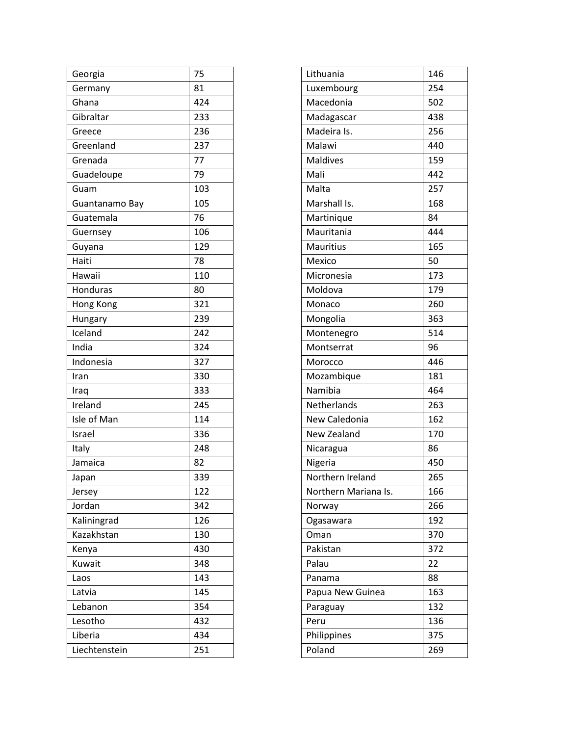| Georgia | 75 |
|---|---|
| Germany | 81 |
| Ghana | 424 |
| Gibraltar | 233 |
| Greece | 236 |
| Greenland | 237 |
| Grenada | 77 |
| Guadeloupe | 79 |
| Guam | 103 |
| Guantanamo Bay | 105 |
| Guatemala | 76 |
| Guernsey | 106 |
| Guyana | 129 |
| Haiti | 78 |
| Hawaii | 110 |
| Honduras | 80 |
| Hong Kong | 321 |
| Hungary | 239 |
| Iceland | 242 |
| India | 324 |
| Indonesia | 327 |
| Iran | 330 |
| Iraq | 333 |
| Ireland | 245 |
| Isle of Man | 114 |
| Israel | 336 |
| Italy | 248 |
| Jamaica | 82 |
| Japan | 339 |
| Jersey | 122 |
| Jordan | 342 |
| Kaliningrad | 126 |
| Kazakhstan | 130 |
| Kenya | 430 |
| Kuwait | 348 |
| Laos | 143 |
| Latvia | 145 |
| Lebanon | 354 |
| Lesotho | 432 |
| Liberia | 434 |
| Liechtenstein | 251 |

| Lithuania | 146 |
|---|---|
| Luxembourg | 254 |
| Macedonia | 502 |
| Madagascar | 438 |
| Madeira Is. | 256 |
| Malawi | 440 |
| Maldives | 159 |
| Mali | 442 |
| Malta | 257 |
| Marshall Is. | 168 |
| Martinique | 84 |
| Mauritania | 444 |
| Mauritius | 165 |
| Mexico | 50 |
| Micronesia | 173 |
| Moldova | 179 |
| Monaco | 260 |
| Mongolia | 363 |
| Montenegro | 514 |
| Montserrat | 96 |
| Morocco | 446 |
| Mozambique | 181 |
| Namibia | 464 |
| Netherlands | 263 |
| New Caledonia | 162 |
| New Zealand | 170 |
| Nicaragua | 86 |
| Nigeria | 450 |
| Northern Ireland | 265 |
| Northern Mariana Is. | 166 |
| Norway | 266 |
| Ogasawara | 192 |
| Oman | 370 |
| Pakistan | 372 |
| Palau | 22 |
| Panama | 88 |
| Papua New Guinea | 163 |
| Paraguay | 132 |
| Peru | 136 |
| Philippines | 375 |
| Poland | 269 |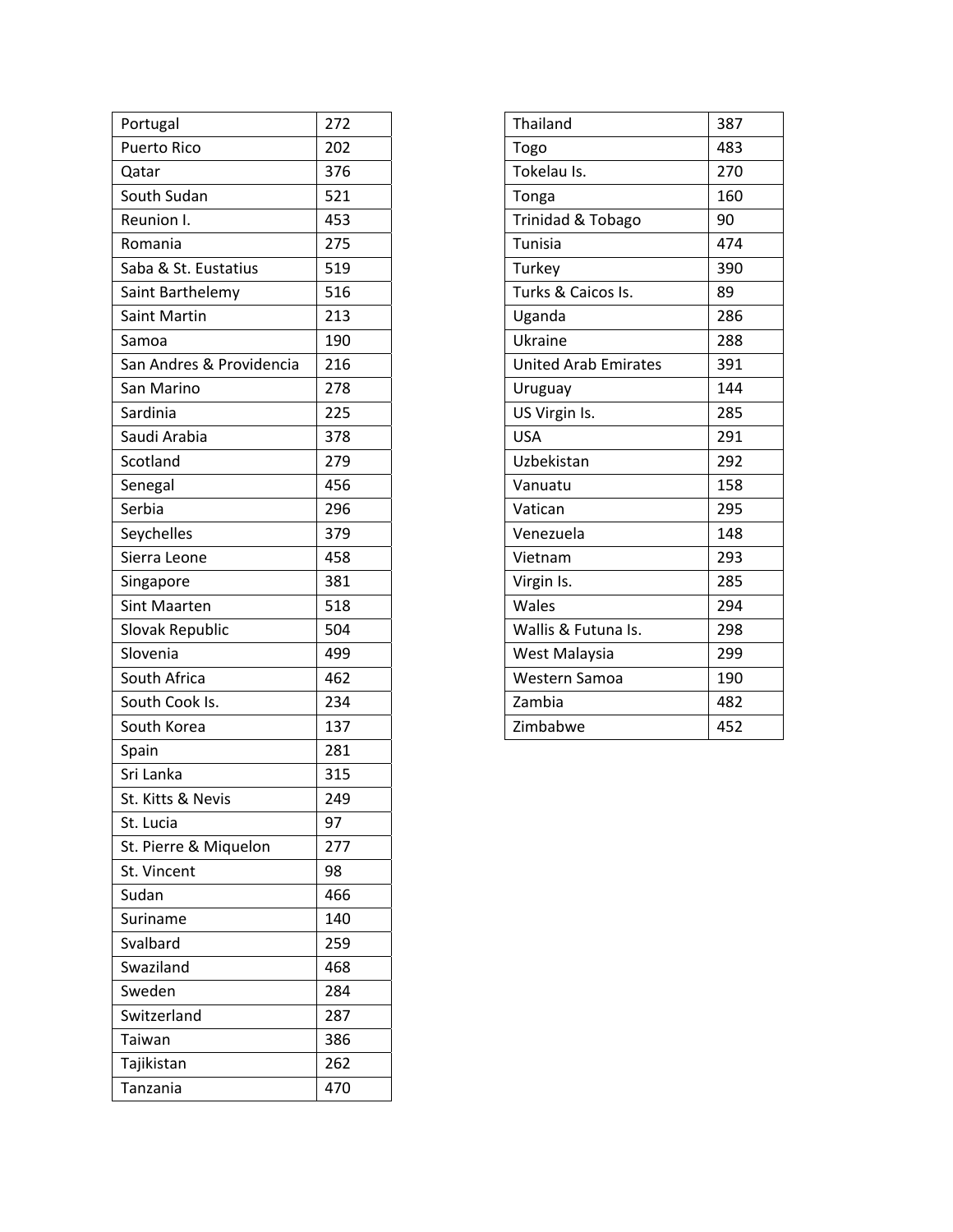| | |
|---|---|
| Portugal | 272 |
| Puerto Rico | 202 |
| Qatar | 376 |
| South Sudan | 521 |
| Reunion I. | 453 |
| Romania | 275 |
| Saba & St. Eustatius | 519 |
| Saint Barthelemy | 516 |
| Saint Martin | 213 |
| Samoa | 190 |
| San Andres & Providencia | 216 |
| San Marino | 278 |
| Sardinia | 225 |
| Saudi Arabia | 378 |
| Scotland | 279 |
| Senegal | 456 |
| Serbia | 296 |
| Seychelles | 379 |
| Sierra Leone | 458 |
| Singapore | 381 |
| Sint Maarten | 518 |
| Slovak Republic | 504 |
| Slovenia | 499 |
| South Africa | 462 |
| South Cook Is. | 234 |
| South Korea | 137 |
| Spain | 281 |
| Sri Lanka | 315 |
| St. Kitts & Nevis | 249 |
| St. Lucia | 97 |
| St. Pierre & Miquelon | 277 |
| St. Vincent | 98 |
| Sudan | 466 |
| Suriname | 140 |
| Svalbard | 259 |
| Swaziland | 468 |
| Sweden | 284 |
| Switzerland | 287 |
| Taiwan | 386 |
| Tajikistan | 262 |
| Tanzania | 470 |

| | |
|---|---|
| Thailand | 387 |
| Togo | 483 |
| Tokelau Is. | 270 |
| Tonga | 160 |
| Trinidad & Tobago | 90 |
| Tunisia | 474 |
| Turkey | 390 |
| Turks & Caicos Is. | 89 |
| Uganda | 286 |
| Ukraine | 288 |
| United Arab Emirates | 391 |
| Uruguay | 144 |
| US Virgin Is. | 285 |
| USA | 291 |
| Uzbekistan | 292 |
| Vanuatu | 158 |
| Vatican | 295 |
| Venezuela | 148 |
| Vietnam | 293 |
| Virgin Is. | 285 |
| Wales | 294 |
| Wallis & Futuna Is. | 298 |
| West Malaysia | 299 |
| Western Samoa | 190 |
| Zambia | 482 |
| Zimbabwe | 452 |